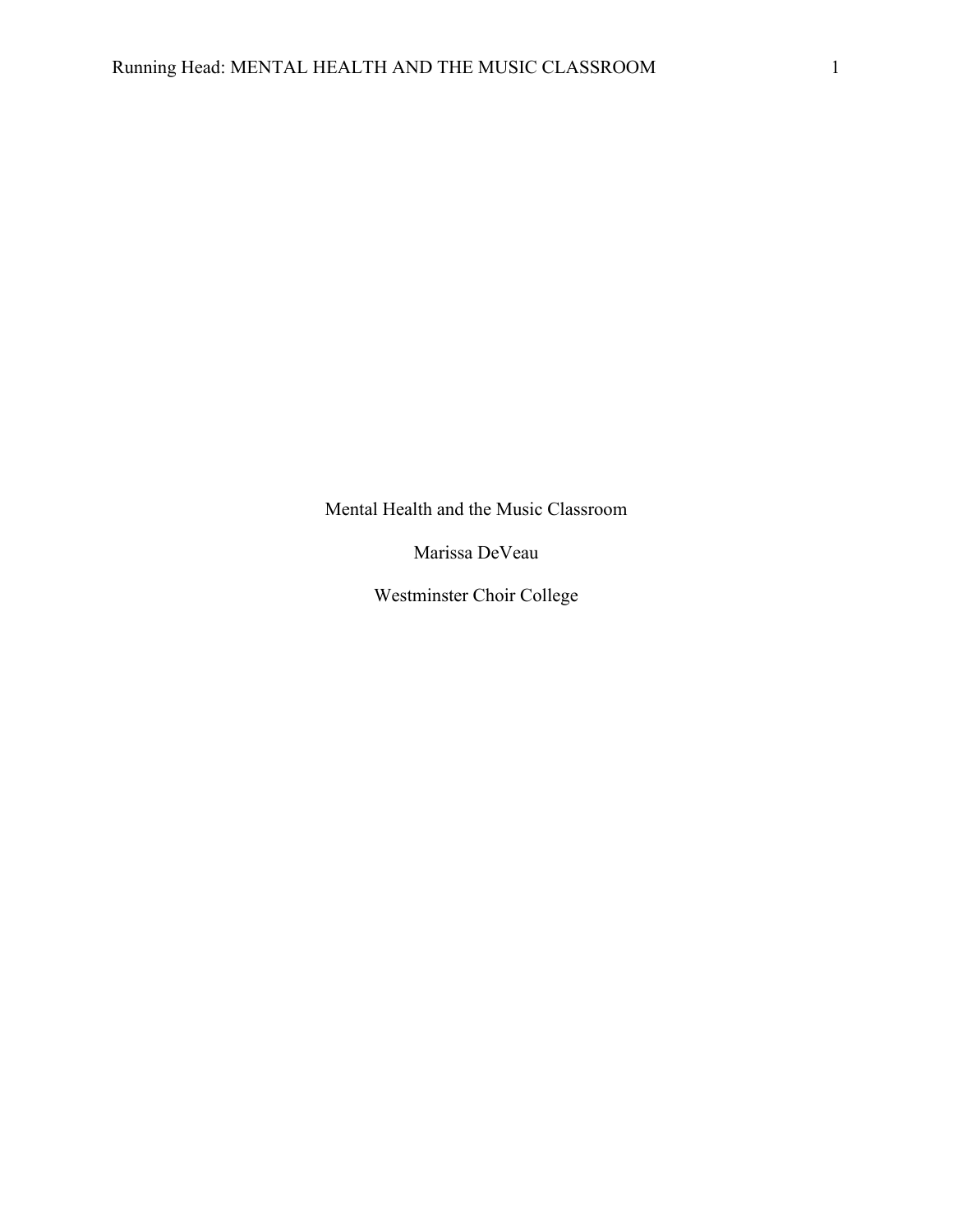# Mental Health and the Music Classroom

Marissa DeVeau

Westminster Choir College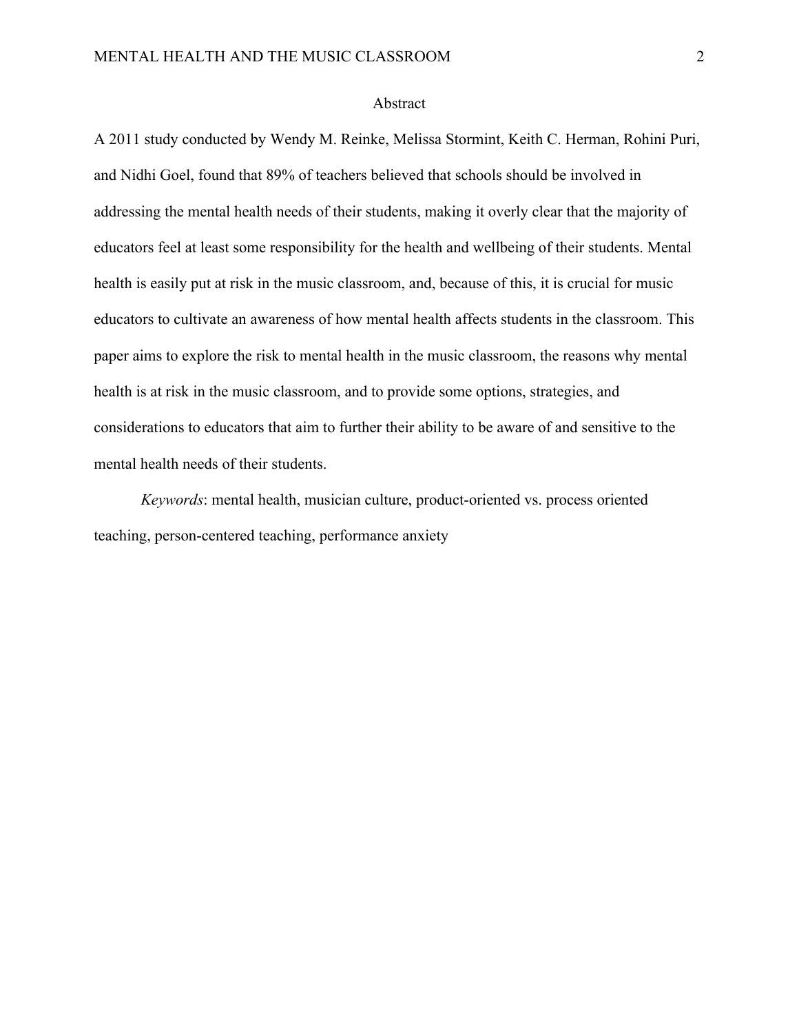# Abstract

A 2011 study conducted by Wendy M. Reinke, Melissa Stormint, Keith C. Herman, Rohini Puri, and Nidhi Goel, found that 89% of teachers believed that schools should be involved in addressing the mental health needs of their students, making it overly clear that the majority of educators feel at least some responsibility for the health and wellbeing of their students. Mental health is easily put at risk in the music classroom, and, because of this, it is crucial for music educators to cultivate an awareness of how mental health affects students in the classroom. This paper aims to explore the risk to mental health in the music classroom, the reasons why mental health is at risk in the music classroom, and to provide some options, strategies, and considerations to educators that aim to further their ability to be aware of and sensitive to the mental health needs of their students.

*Keywords*: mental health, musician culture, product-oriented vs. process oriented teaching, person-centered teaching, performance anxiety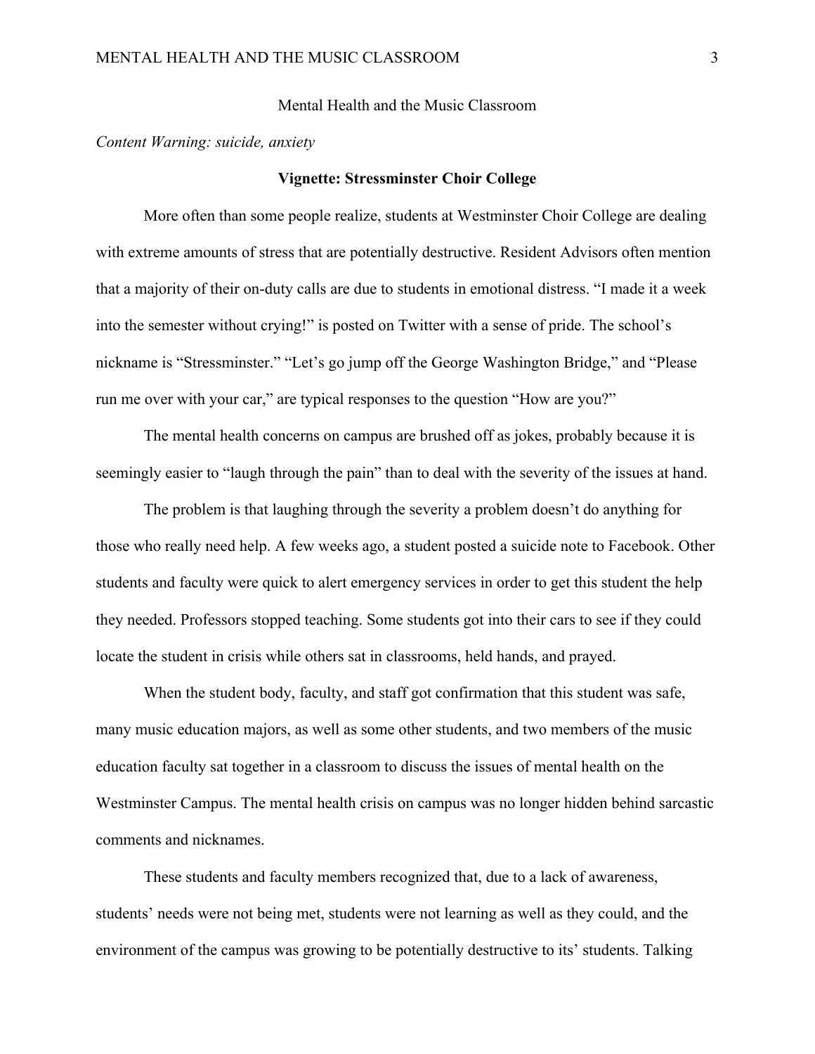# Mental Health and the Music Classroom

*Content Warning: suicide, anxiety*

## Vignette: Stressminster Choir College

More often than some people realize, students at Westminster Choir College are dealing with extreme amounts of stress that are potentially destructive. Resident Advisors often mention that a majority of their on-duty calls are due to students in emotional distress. "I made it a week into the semester without crying!" is posted on Twitter with a sense of pride. The school's nickname is "Stressminster." "Let's go jump off the George Washington Bridge," and "Please run me over with your car," are typical responses to the question "How are you?"

The mental health concerns on campus are brushed off as jokes, probably because it is seemingly easier to "laugh through the pain" than to deal with the severity of the issues at hand.

The problem is that laughing through the severity a problem doesn't do anything for those who really need help. A few weeks ago, a student posted a suicide note to Facebook. Other students and faculty were quick to alert emergency services in order to get this student the help they needed. Professors stopped teaching. Some students got into their cars to see if they could locate the student in crisis while others sat in classrooms, held hands, and prayed.

When the student body, faculty, and staff got confirmation that this student was safe, many music education majors, as well as some other students, and two members of the music education faculty sat together in a classroom to discuss the issues of mental health on the Westminster Campus. The mental health crisis on campus was no longer hidden behind sarcastic comments and nicknames.

These students and faculty members recognized that, due to a lack of awareness, students' needs were not being met, students were not learning as well as they could, and the environment of the campus was growing to be potentially destructive to its' students. Talking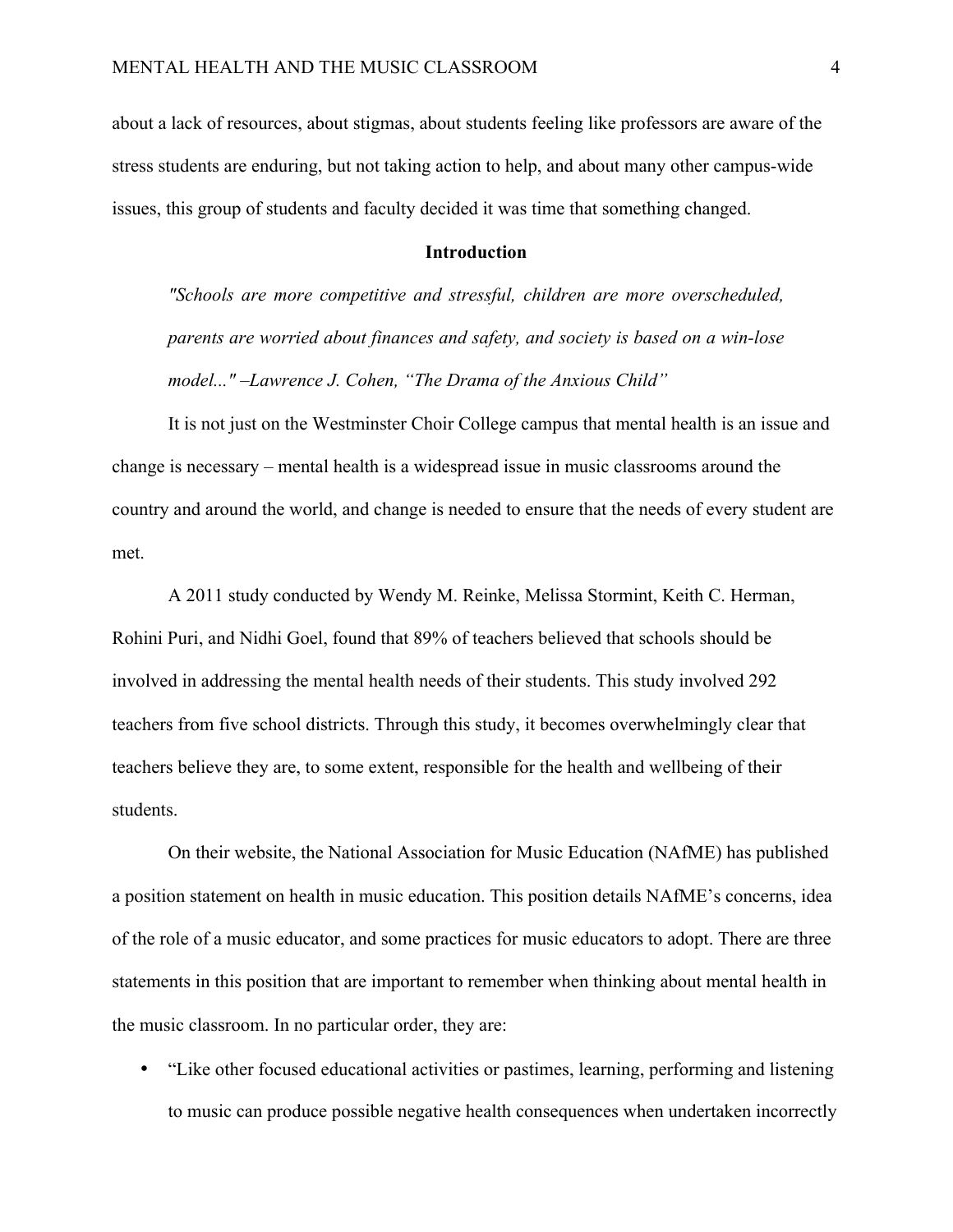about a lack of resources, about stigmas, about students feeling like professors are aware of the stress students are enduring, but not taking action to help, and about many other campus-wide issues, this group of students and faculty decided it was time that something changed.

## Introduction

> *"Schools are more competitive and stressful, children are more overscheduled, parents are worried about finances and safety, and society is based on a win-lose model..." –Lawrence J. Cohen, "The Drama of the Anxious Child"*

It is not just on the Westminster Choir College campus that mental health is an issue and change is necessary – mental health is a widespread issue in music classrooms around the country and around the world, and change is needed to ensure that the needs of every student are met.

A 2011 study conducted by Wendy M. Reinke, Melissa Stormint, Keith C. Herman, Rohini Puri, and Nidhi Goel, found that 89% of teachers believed that schools should be involved in addressing the mental health needs of their students. This study involved 292 teachers from five school districts. Through this study, it becomes overwhelmingly clear that teachers believe they are, to some extent, responsible for the health and wellbeing of their students.

On their website, the National Association for Music Education (NAfME) has published a position statement on health in music education. This position details NAfME's concerns, idea of the role of a music educator, and some practices for music educators to adopt. There are three statements in this position that are important to remember when thinking about mental health in the music classroom. In no particular order, they are:

- "Like other focused educational activities or pastimes, learning, performing and listening to music can produce possible negative health consequences when undertaken incorrectly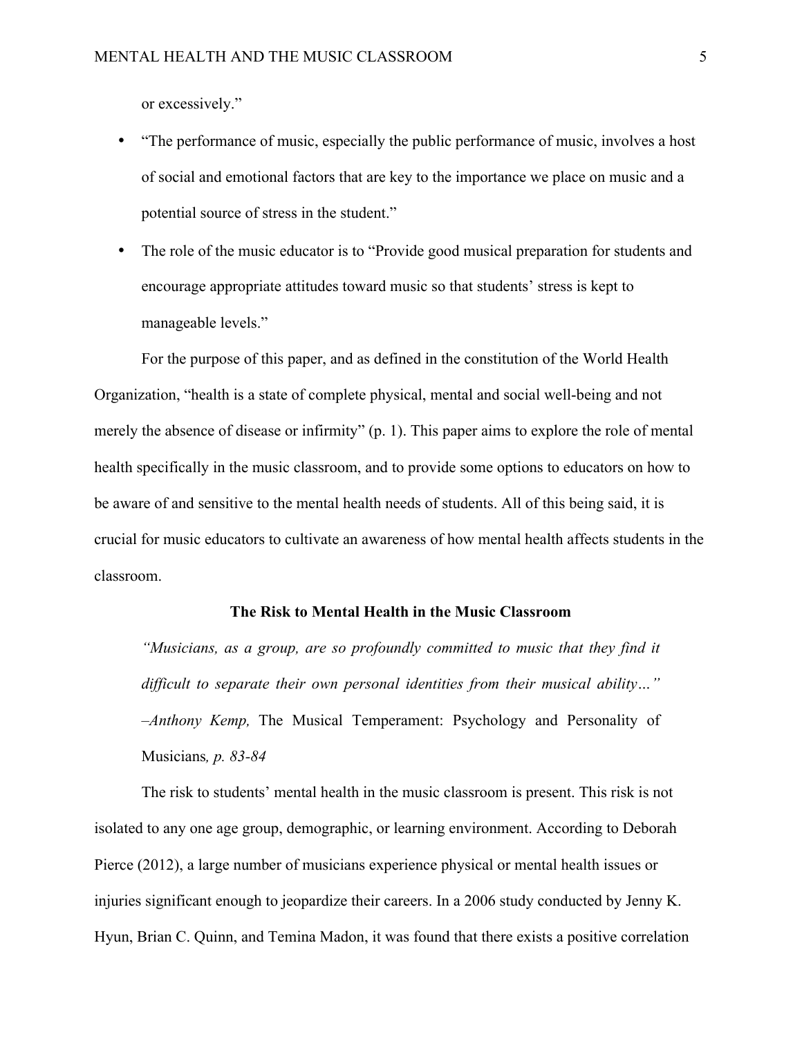or excessively."

- "The performance of music, especially the public performance of music, involves a host of social and emotional factors that are key to the importance we place on music and a potential source of stress in the student."
- The role of the music educator is to "Provide good musical preparation for students and encourage appropriate attitudes toward music so that students' stress is kept to manageable levels."

For the purpose of this paper, and as defined in the constitution of the World Health Organization, "health is a state of complete physical, mental and social well-being and not merely the absence of disease or infirmity" (p. 1). This paper aims to explore the role of mental health specifically in the music classroom, and to provide some options to educators on how to be aware of and sensitive to the mental health needs of students. All of this being said, it is crucial for music educators to cultivate an awareness of how mental health affects students in the classroom.

**The Risk to Mental Health in the Music Classroom**

> *"Musicians, as a group, are so profoundly committed to music that they find it difficult to separate their own personal identities from their musical ability…" –Anthony Kemp,* The Musical Temperament: Psychology and Personality of Musicians*, p. 83-84*

The risk to students' mental health in the music classroom is present. This risk is not isolated to any one age group, demographic, or learning environment. According to Deborah Pierce (2012), a large number of musicians experience physical or mental health issues or injuries significant enough to jeopardize their careers. In a 2006 study conducted by Jenny K. Hyun, Brian C. Quinn, and Temina Madon, it was found that there exists a positive correlation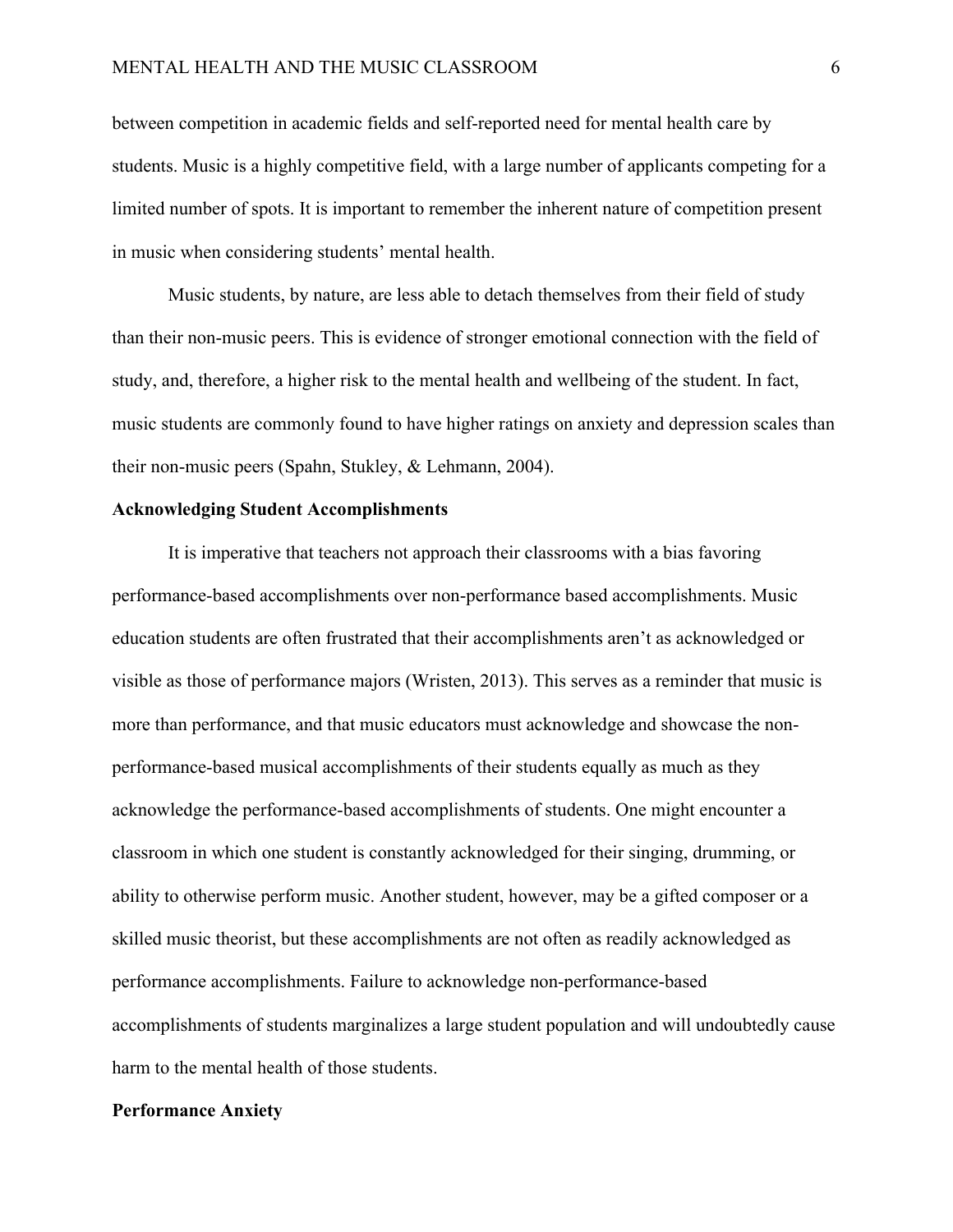between competition in academic fields and self-reported need for mental health care by students. Music is a highly competitive field, with a large number of applicants competing for a limited number of spots. It is important to remember the inherent nature of competition present in music when considering students' mental health.

Music students, by nature, are less able to detach themselves from their field of study than their non-music peers. This is evidence of stronger emotional connection with the field of study, and, therefore, a higher risk to the mental health and wellbeing of the student. In fact, music students are commonly found to have higher ratings on anxiety and depression scales than their non-music peers (Spahn, Stukley, & Lehmann, 2004).

**Acknowledging Student Accomplishments**

It is imperative that teachers not approach their classrooms with a bias favoring performance-based accomplishments over non-performance based accomplishments. Music education students are often frustrated that their accomplishments aren't as acknowledged or visible as those of performance majors (Wristen, 2013). This serves as a reminder that music is more than performance, and that music educators must acknowledge and showcase the non-performance-based musical accomplishments of their students equally as much as they acknowledge the performance-based accomplishments of students. One might encounter a classroom in which one student is constantly acknowledged for their singing, drumming, or ability to otherwise perform music. Another student, however, may be a gifted composer or a skilled music theorist, but these accomplishments are not often as readily acknowledged as performance accomplishments. Failure to acknowledge non-performance-based accomplishments of students marginalizes a large student population and will undoubtedly cause harm to the mental health of those students.

**Performance Anxiety**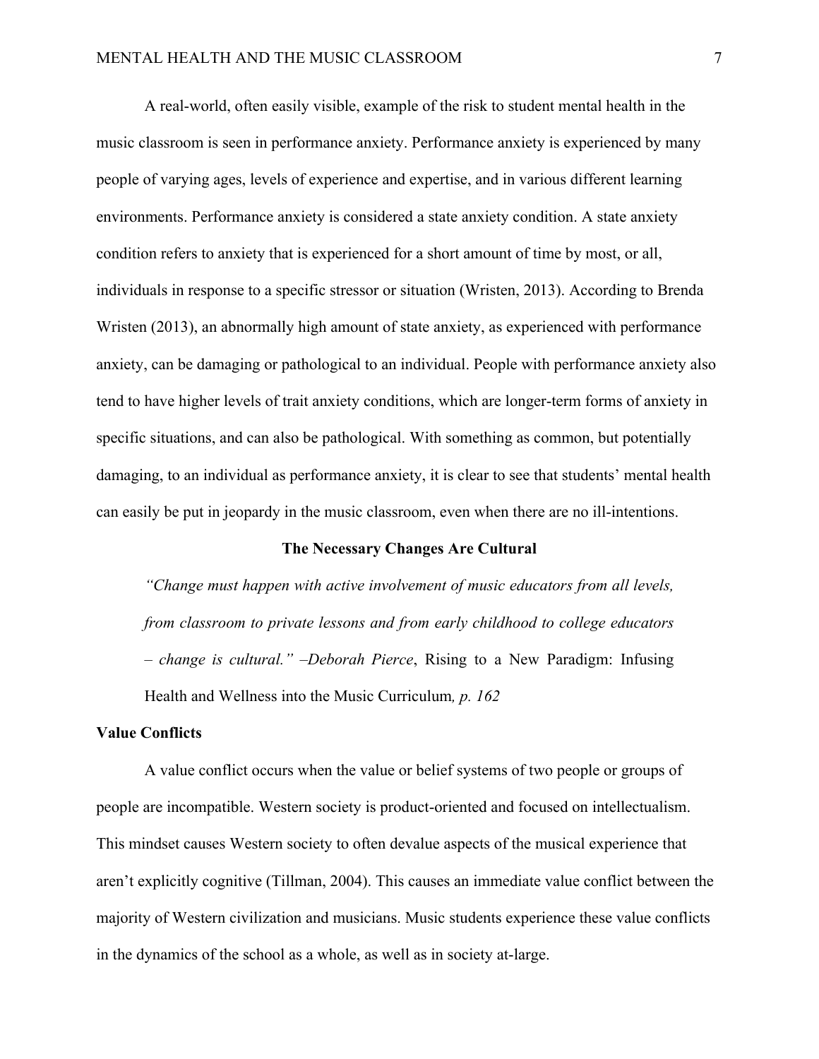A real-world, often easily visible, example of the risk to student mental health in the music classroom is seen in performance anxiety. Performance anxiety is experienced by many people of varying ages, levels of experience and expertise, and in various different learning environments. Performance anxiety is considered a state anxiety condition. A state anxiety condition refers to anxiety that is experienced for a short amount of time by most, or all, individuals in response to a specific stressor or situation (Wristen, 2013). According to Brenda Wristen (2013), an abnormally high amount of state anxiety, as experienced with performance anxiety, can be damaging or pathological to an individual. People with performance anxiety also tend to have higher levels of trait anxiety conditions, which are longer-term forms of anxiety in specific situations, and can also be pathological. With something as common, but potentially damaging, to an individual as performance anxiety, it is clear to see that students' mental health can easily be put in jeopardy in the music classroom, even when there are no ill-intentions.

## The Necessary Changes Are Cultural

> *"Change must happen with active involvement of music educators from all levels, from classroom to private lessons and from early childhood to college educators – change is cultural." –Deborah Pierce*, Rising to a New Paradigm: Infusing Health and Wellness into the Music Curriculum*, p. 162*

### Value Conflicts

A value conflict occurs when the value or belief systems of two people or groups of people are incompatible. Western society is product-oriented and focused on intellectualism. This mindset causes Western society to often devalue aspects of the musical experience that aren't explicitly cognitive (Tillman, 2004). This causes an immediate value conflict between the majority of Western civilization and musicians. Music students experience these value conflicts in the dynamics of the school as a whole, as well as in society at-large.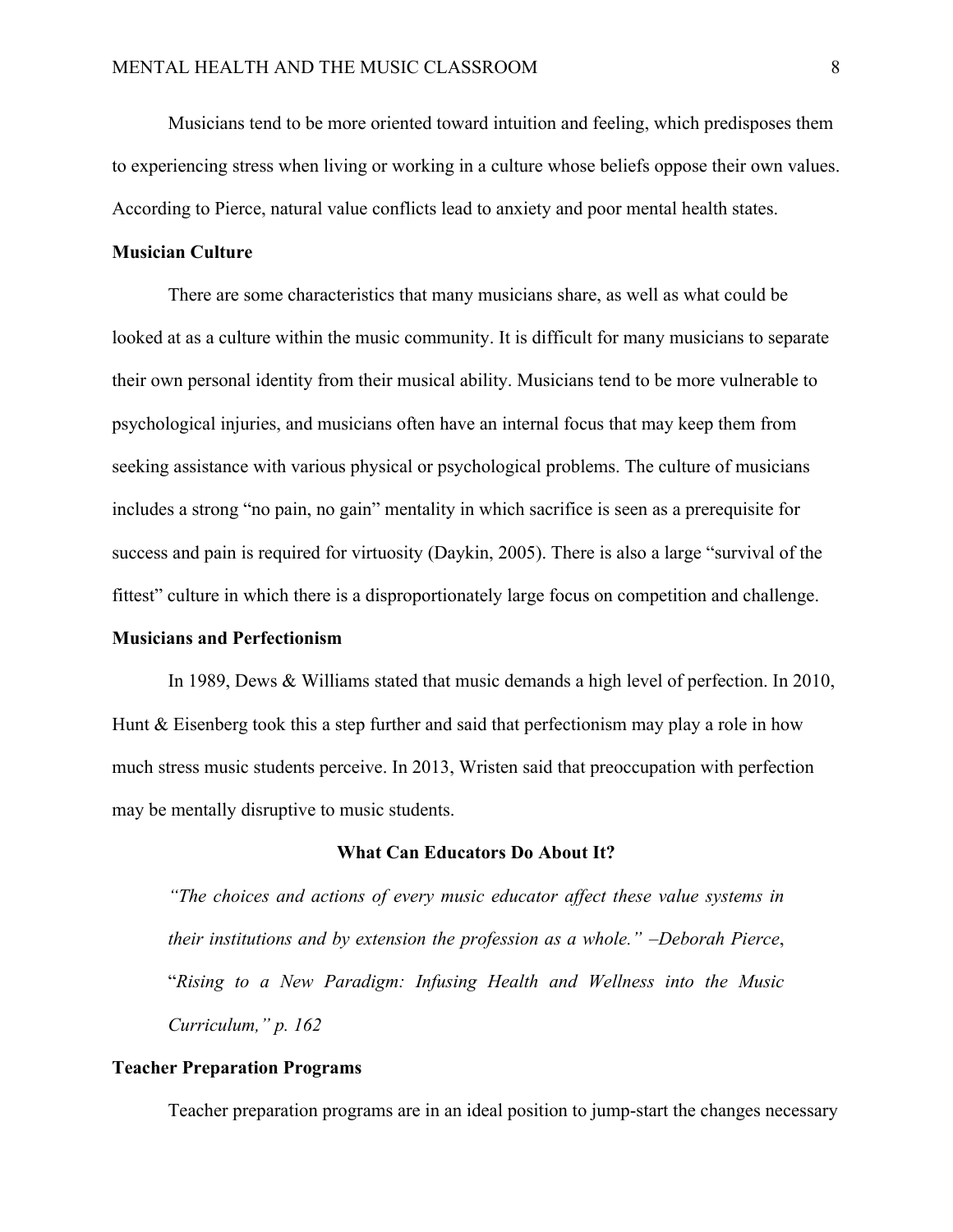Musicians tend to be more oriented toward intuition and feeling, which predisposes them to experiencing stress when living or working in a culture whose beliefs oppose their own values. According to Pierce, natural value conflicts lead to anxiety and poor mental health states.

### Musician Culture

There are some characteristics that many musicians share, as well as what could be looked at as a culture within the music community. It is difficult for many musicians to separate their own personal identity from their musical ability. Musicians tend to be more vulnerable to psychological injuries, and musicians often have an internal focus that may keep them from seeking assistance with various physical or psychological problems. The culture of musicians includes a strong "no pain, no gain" mentality in which sacrifice is seen as a prerequisite for success and pain is required for virtuosity (Daykin, 2005). There is also a large "survival of the fittest" culture in which there is a disproportionately large focus on competition and challenge.

### Musicians and Perfectionism

In 1989, Dews & Williams stated that music demands a high level of perfection. In 2010, Hunt & Eisenberg took this a step further and said that perfectionism may play a role in how much stress music students perceive. In 2013, Wristen said that preoccupation with perfection may be mentally disruptive to music students.

## What Can Educators Do About It?

> *"The choices and actions of every music educator affect these value systems in their institutions and by extension the profession as a whole." –Deborah Pierce*, "*Rising to a New Paradigm: Infusing Health and Wellness into the Music Curriculum," p. 162*

### Teacher Preparation Programs

Teacher preparation programs are in an ideal position to jump-start the changes necessary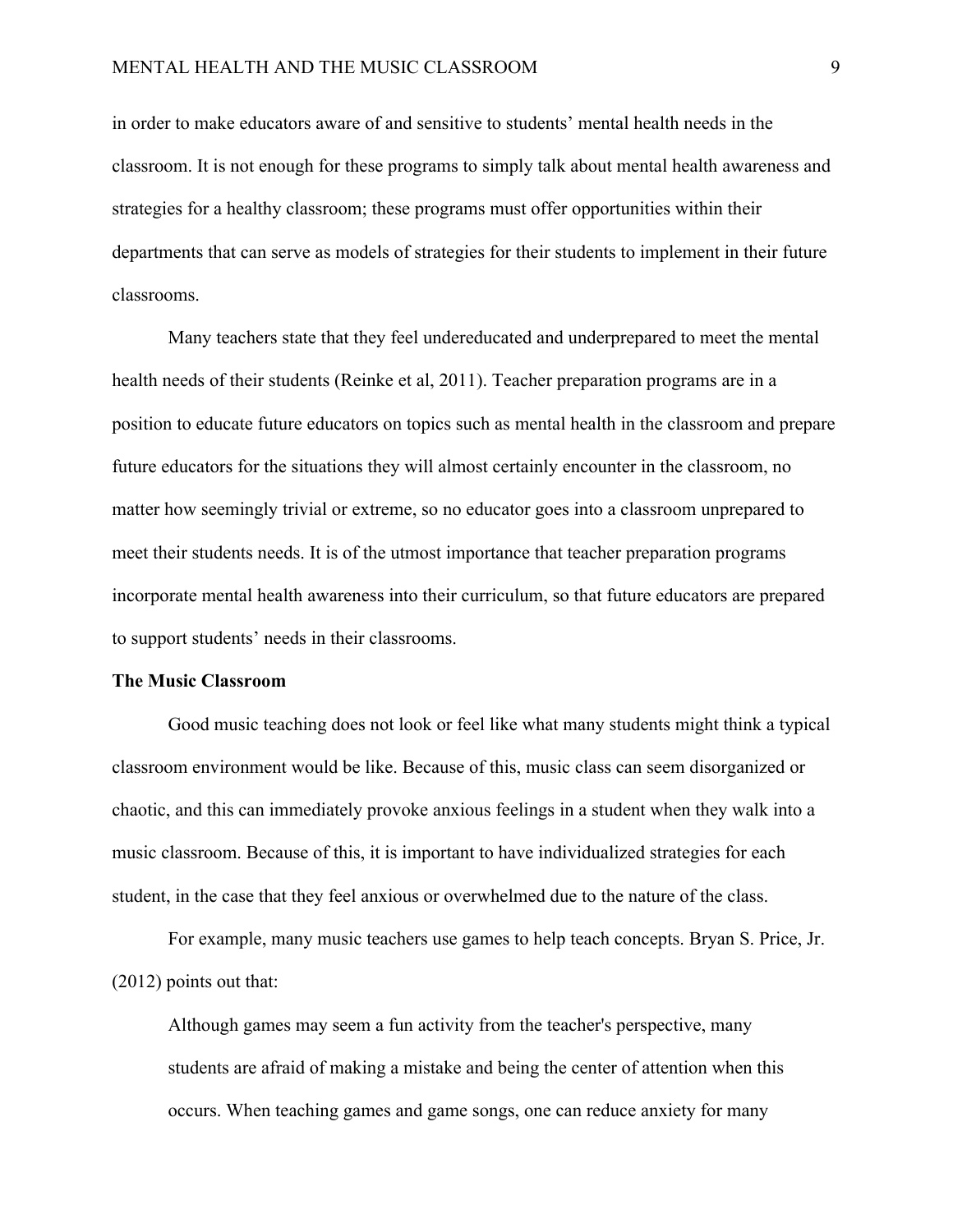in order to make educators aware of and sensitive to students' mental health needs in the classroom. It is not enough for these programs to simply talk about mental health awareness and strategies for a healthy classroom; these programs must offer opportunities within their departments that can serve as models of strategies for their students to implement in their future classrooms.

Many teachers state that they feel undereducated and underprepared to meet the mental health needs of their students (Reinke et al, 2011). Teacher preparation programs are in a position to educate future educators on topics such as mental health in the classroom and prepare future educators for the situations they will almost certainly encounter in the classroom, no matter how seemingly trivial or extreme, so no educator goes into a classroom unprepared to meet their students needs. It is of the utmost importance that teacher preparation programs incorporate mental health awareness into their curriculum, so that future educators are prepared to support students' needs in their classrooms.

**The Music Classroom**

Good music teaching does not look or feel like what many students might think a typical classroom environment would be like. Because of this, music class can seem disorganized or chaotic, and this can immediately provoke anxious feelings in a student when they walk into a music classroom. Because of this, it is important to have individualized strategies for each student, in the case that they feel anxious or overwhelmed due to the nature of the class.

For example, many music teachers use games to help teach concepts. Bryan S. Price, Jr. (2012) points out that:

> Although games may seem a fun activity from the teacher's perspective, many students are afraid of making a mistake and being the center of attention when this occurs. When teaching games and game songs, one can reduce anxiety for many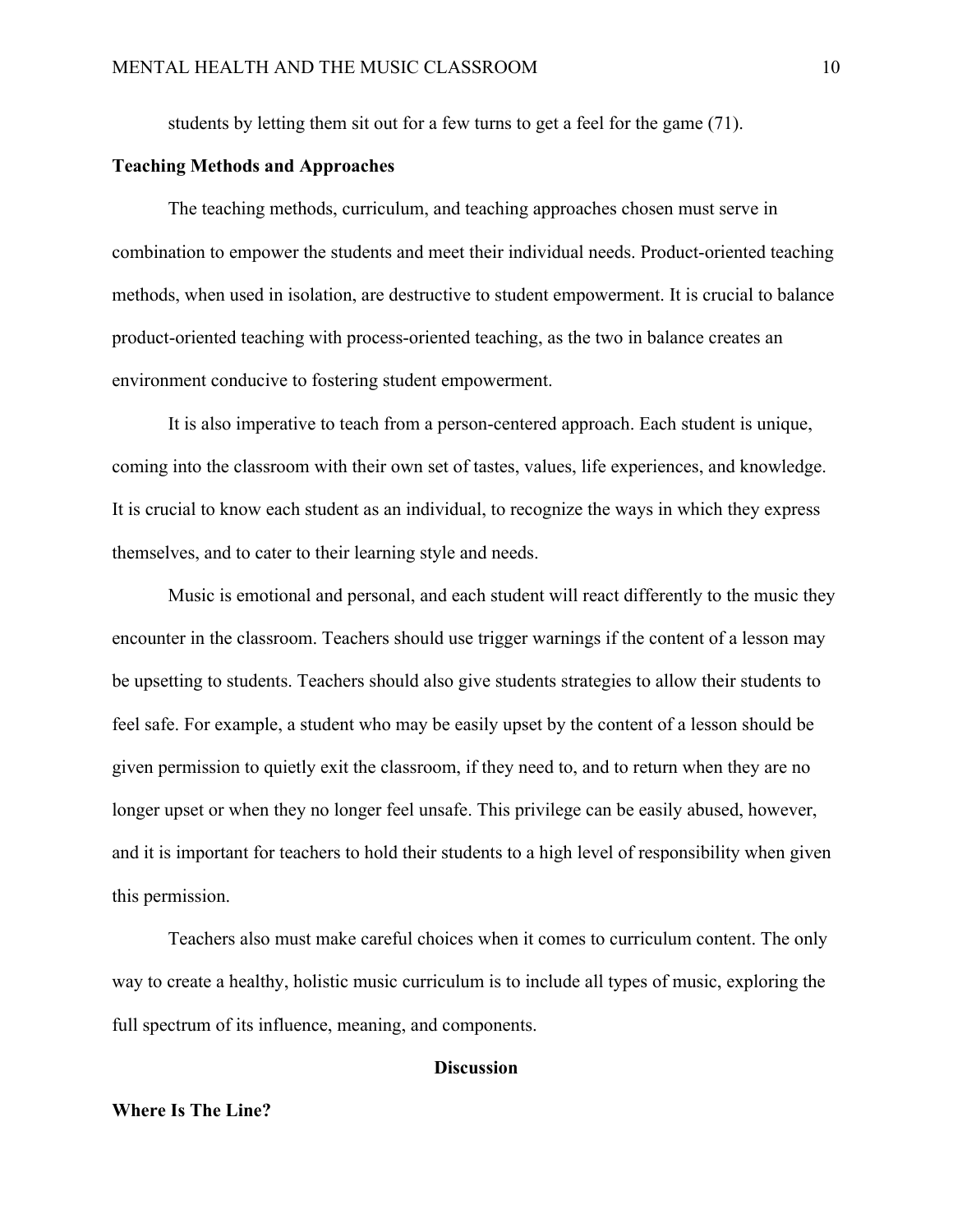students by letting them sit out for a few turns to get a feel for the game (71).

### Teaching Methods and Approaches

The teaching methods, curriculum, and teaching approaches chosen must serve in combination to empower the students and meet their individual needs. Product-oriented teaching methods, when used in isolation, are destructive to student empowerment. It is crucial to balance product-oriented teaching with process-oriented teaching, as the two in balance creates an environment conducive to fostering student empowerment.

It is also imperative to teach from a person-centered approach. Each student is unique, coming into the classroom with their own set of tastes, values, life experiences, and knowledge. It is crucial to know each student as an individual, to recognize the ways in which they express themselves, and to cater to their learning style and needs.

Music is emotional and personal, and each student will react differently to the music they encounter in the classroom. Teachers should use trigger warnings if the content of a lesson may be upsetting to students. Teachers should also give students strategies to allow their students to feel safe. For example, a student who may be easily upset by the content of a lesson should be given permission to quietly exit the classroom, if they need to, and to return when they are no longer upset or when they no longer feel unsafe. This privilege can be easily abused, however, and it is important for teachers to hold their students to a high level of responsibility when given this permission.

Teachers also must make careful choices when it comes to curriculum content. The only way to create a healthy, holistic music curriculum is to include all types of music, exploring the full spectrum of its influence, meaning, and components.

## Discussion

### Where Is The Line?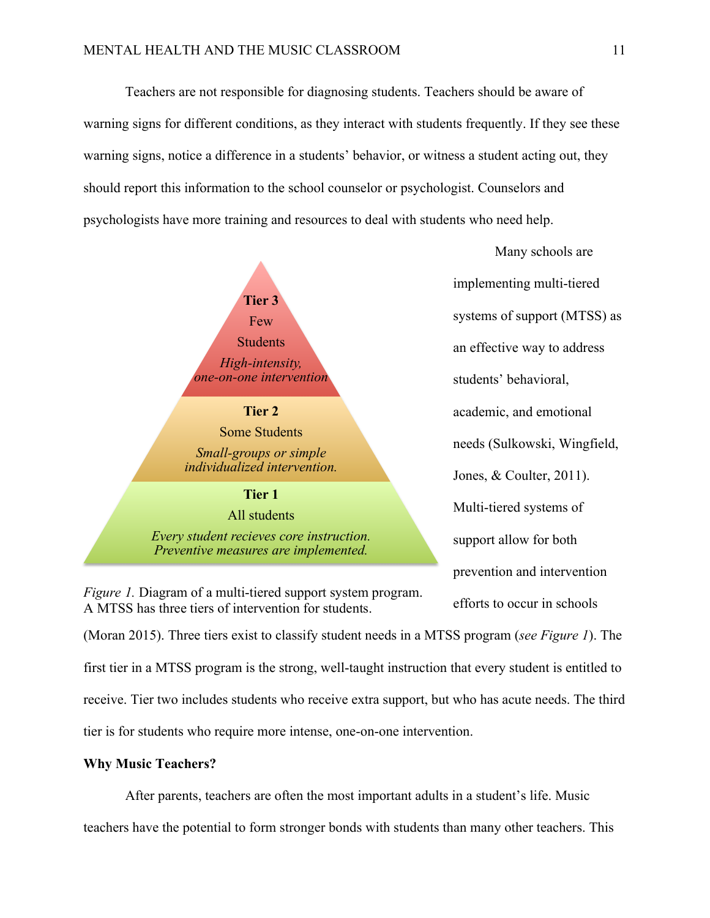Teachers are not responsible for diagnosing students. Teachers should be aware of warning signs for different conditions, as they interact with students frequently. If they see these warning signs, notice a difference in a students' behavior, or witness a student acting out, they should report this information to the school counselor or psychologist. Counselors and psychologists have more training and resources to deal with students who need help.

**Tier 3**
Few Students
*High-intensity, one-on-one intervention*

**Tier 2**
Some Students
*Small-groups or simple individualized intervention.*

**Tier 1**
All students
*Every student recieves core instruction. Preventive measures are implemented.*

*Figure 1.* Diagram of a multi-tiered support system program. A MTSS has three tiers of intervention for students.

Many schools are implementing multi-tiered systems of support (MTSS) as an effective way to address students' behavioral, academic, and emotional needs (Sulkowski, Wingfield, Jones, & Coulter, 2011). Multi-tiered systems of support allow for both prevention and intervention efforts to occur in schools (Moran 2015). Three tiers exist to classify student needs in a MTSS program (*see Figure 1*). The first tier in a MTSS program is the strong, well-taught instruction that every student is entitled to receive. Tier two includes students who receive extra support, but who has acute needs. The third tier is for students who require more intense, one-on-one intervention.

**Why Music Teachers?**

After parents, teachers are often the most important adults in a student's life. Music teachers have the potential to form stronger bonds with students than many other teachers. This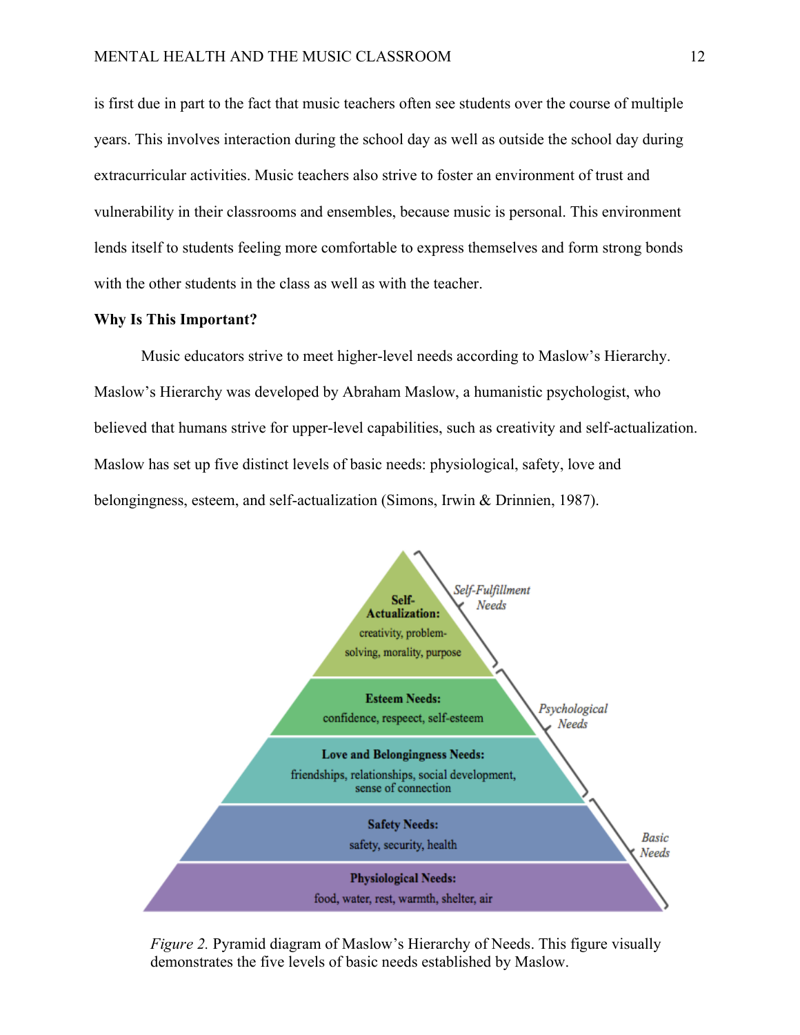is first due in part to the fact that music teachers often see students over the course of multiple years. This involves interaction during the school day as well as outside the school day during extracurricular activities. Music teachers also strive to foster an environment of trust and vulnerability in their classrooms and ensembles, because music is personal. This environment lends itself to students feeling more comfortable to express themselves and form strong bonds with the other students in the class as well as with the teacher.

**Why Is This Important?**

Music educators strive to meet higher-level needs according to Maslow's Hierarchy. Maslow's Hierarchy was developed by Abraham Maslow, a humanistic psychologist, who believed that humans strive for upper-level capabilities, such as creativity and self-actualization. Maslow has set up five distinct levels of basic needs: physiological, safety, love and belongingness, esteem, and self-actualization (Simons, Irwin & Drinnien, 1987).

**Self-Actualization:** creativity, problem-solving, morality, purpose — *Self-Fulfillment Needs*

**Esteem Needs:** confidence, respeect, self-esteem — *Psychological Needs*

**Love and Belongingness Needs:** friendships, relationships, social development, sense of connection — *Psychological Needs*

**Safety Needs:** safety, security, health — *Basic Needs*

**Physiological Needs:** food, water, rest, warmth, shelter, air — *Basic Needs*

*Figure 2.* Pyramid diagram of Maslow's Hierarchy of Needs. This figure visually demonstrates the five levels of basic needs established by Maslow.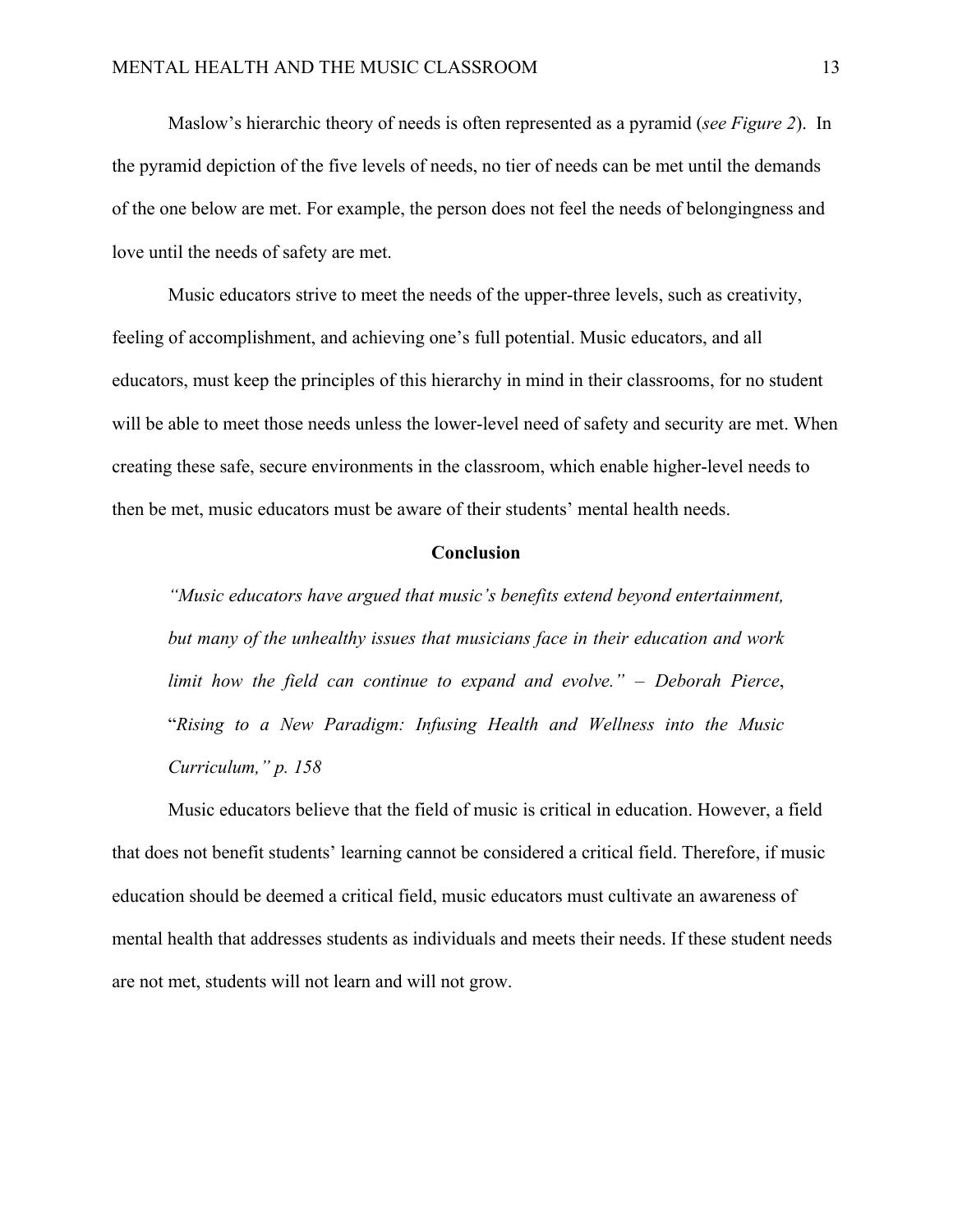Maslow's hierarchic theory of needs is often represented as a pyramid (*see Figure 2*). In the pyramid depiction of the five levels of needs, no tier of needs can be met until the demands of the one below are met. For example, the person does not feel the needs of belongingness and love until the needs of safety are met.

Music educators strive to meet the needs of the upper-three levels, such as creativity, feeling of accomplishment, and achieving one's full potential. Music educators, and all educators, must keep the principles of this hierarchy in mind in their classrooms, for no student will be able to meet those needs unless the lower-level need of safety and security are met. When creating these safe, secure environments in the classroom, which enable higher-level needs to then be met, music educators must be aware of their students' mental health needs.

## Conclusion

> *"Music educators have argued that music's benefits extend beyond entertainment, but many of the unhealthy issues that musicians face in their education and work limit how the field can continue to expand and evolve." – Deborah Pierce*, "*Rising to a New Paradigm: Infusing Health and Wellness into the Music Curriculum," p. 158*

Music educators believe that the field of music is critical in education. However, a field that does not benefit students' learning cannot be considered a critical field. Therefore, if music education should be deemed a critical field, music educators must cultivate an awareness of mental health that addresses students as individuals and meets their needs. If these student needs are not met, students will not learn and will not grow.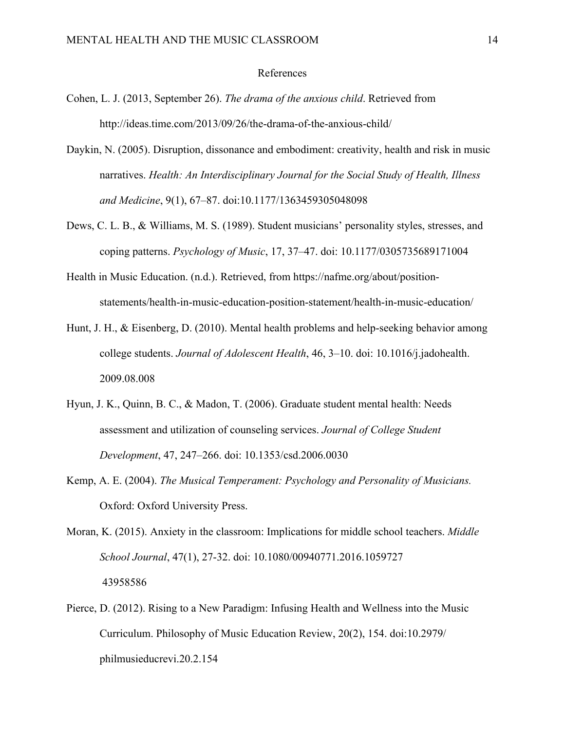# References

Cohen, L. J. (2013, September 26). *The drama of the anxious child*. Retrieved from http://ideas.time.com/2013/09/26/the-drama-of-the-anxious-child/

Daykin, N. (2005). Disruption, dissonance and embodiment: creativity, health and risk in music narratives. *Health: An Interdisciplinary Journal for the Social Study of Health, Illness and Medicine*, 9(1), 67–87. doi:10.1177/1363459305048098

Dews, C. L. B., & Williams, M. S. (1989). Student musicians' personality styles, stresses, and coping patterns. *Psychology of Music*, 17, 37–47. doi: 10.1177/0305735689171004

Health in Music Education. (n.d.). Retrieved, from https://nafme.org/about/position-statements/health-in-music-education-position-statement/health-in-music-education/

Hunt, J. H., & Eisenberg, D. (2010). Mental health problems and help-seeking behavior among college students. *Journal of Adolescent Health*, 46, 3–10. doi: 10.1016/j.jadohealth.2009.08.008

Hyun, J. K., Quinn, B. C., & Madon, T. (2006). Graduate student mental health: Needs assessment and utilization of counseling services. *Journal of College Student Development*, 47, 247–266. doi: 10.1353/csd.2006.0030

Kemp, A. E. (2004). *The Musical Temperament: Psychology and Personality of Musicians.* Oxford: Oxford University Press.

Moran, K. (2015). Anxiety in the classroom: Implications for middle school teachers. *Middle School Journal*, 47(1), 27-32. doi: 10.1080/00940771.2016.1059727 43958586

Pierce, D. (2012). Rising to a New Paradigm: Infusing Health and Wellness into the Music Curriculum. Philosophy of Music Education Review, 20(2), 154. doi:10.2979/philmusieducrevi.20.2.154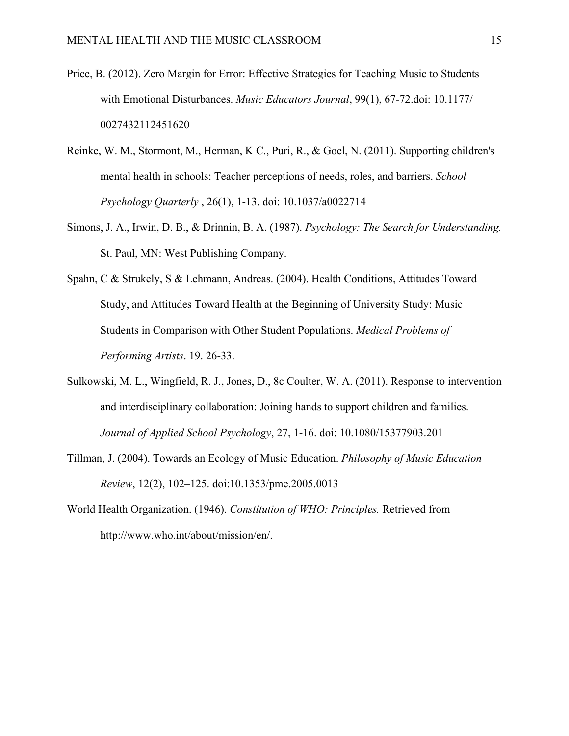Price, B. (2012). Zero Margin for Error: Effective Strategies for Teaching Music to Students with Emotional Disturbances. *Music Educators Journal*, 99(1), 67-72.doi: 10.1177/ 0027432112451620

Reinke, W. M., Stormont, M., Herman, K C., Puri, R., & Goel, N. (2011). Supporting children's mental health in schools: Teacher perceptions of needs, roles, and barriers. *School Psychology Quarterly* , 26(1), 1-13. doi: 10.1037/a0022714

Simons, J. A., Irwin, D. B., & Drinnin, B. A. (1987). *Psychology: The Search for Understanding.* St. Paul, MN: West Publishing Company.

Spahn, C & Strukely, S & Lehmann, Andreas. (2004). Health Conditions, Attitudes Toward Study, and Attitudes Toward Health at the Beginning of University Study: Music Students in Comparison with Other Student Populations. *Medical Problems of Performing Artists*. 19. 26-33.

Sulkowski, M. L., Wingfield, R. J., Jones, D., 8c Coulter, W. A. (2011). Response to intervention and interdisciplinary collaboration: Joining hands to support children and families. *Journal of Applied School Psychology*, 27, 1-16. doi: 10.1080/15377903.201

Tillman, J. (2004). Towards an Ecology of Music Education. *Philosophy of Music Education Review*, 12(2), 102–125. doi:10.1353/pme.2005.0013

World Health Organization. (1946). *Constitution of WHO: Principles.* Retrieved from http://www.who.int/about/mission/en/.